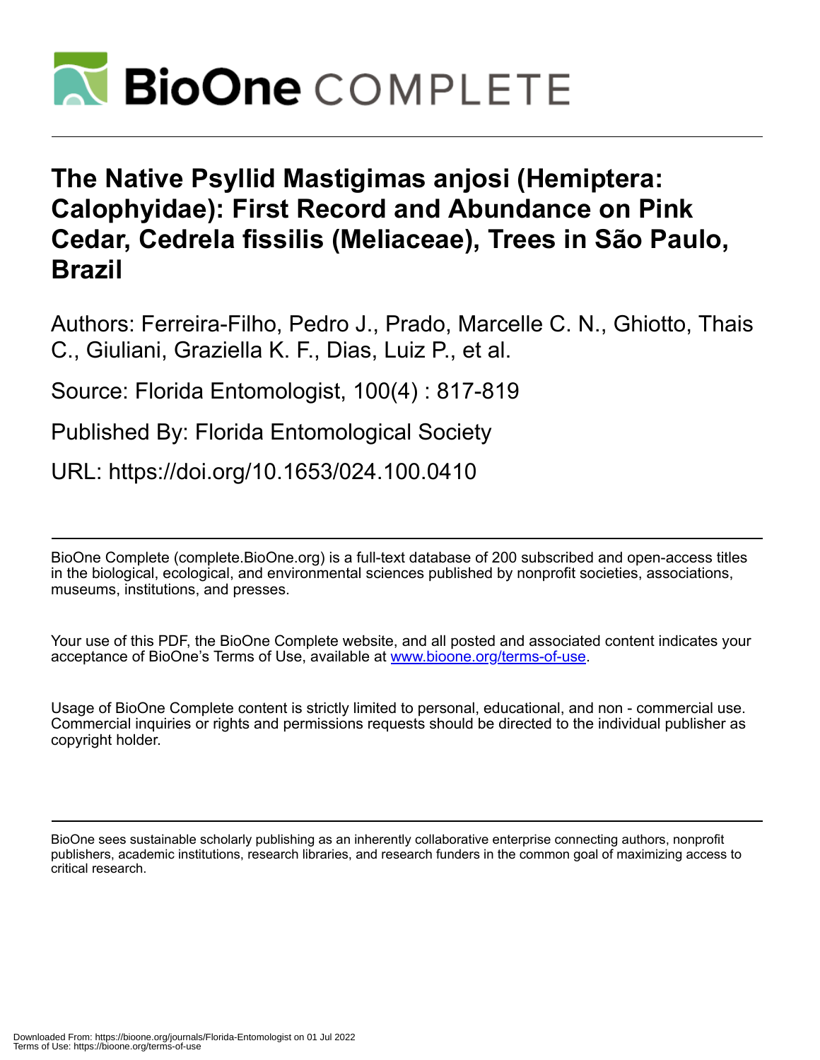# The Native Psyllid Mastigimas anjosi (Hemiptera: Calophyidae): First Record and Abundance on Pink Cedar, Cedrela fissilis (Meliaceae), Trees in São Paulo, Brazil

Authors: Ferreira-Filho, Pedro J., Prado, Marcelle C. N., Ghiotto, Thais C., Giuliani, Graziella K. F., Dias, Luiz P., et al.

Source: Florida Entomologist, 100(4) : 817-819

Published By: Florida Entomological Society

URL: https://doi.org/10.1653/024.100.0410

BioOne Complete (complete.BioOne.org) is a full-text database of 200 subscribed and open-access titles in the biological, ecological, and environmental sciences published by nonprofit societies, associations, museums, institutions, and presses.

Your use of this PDF, the BioOne Complete website, and all posted and associated content indicates your acceptance of BioOne's Terms of Use, available at www.bioone.org/terms-of-use.

Usage of BioOne Complete content is strictly limited to personal, educational, and non - commercial use. Commercial inquiries or rights and permissions requests should be directed to the individual publisher as copyright holder.

BioOne sees sustainable scholarly publishing as an inherently collaborative enterprise connecting authors, nonprofit publishers, academic institutions, research libraries, and research funders in the common goal of maximizing access to critical research.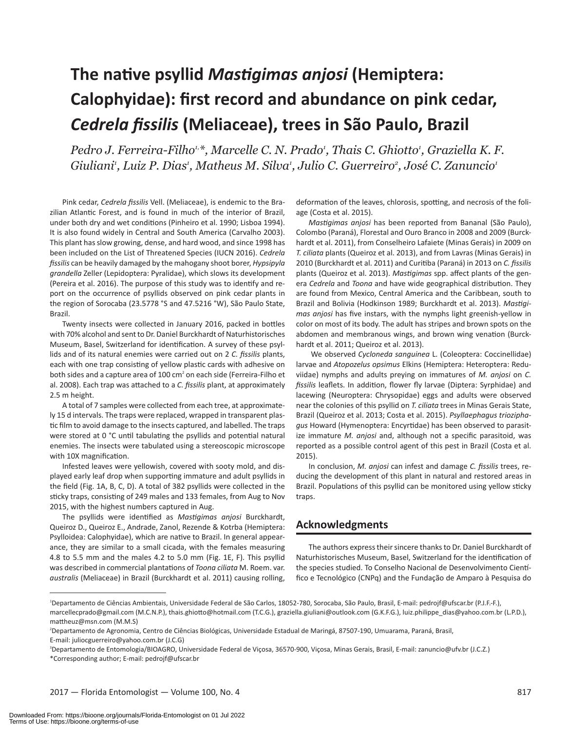# The native psyllid *Mastigimas anjosi* (Hemiptera: Calophyidae): first record and abundance on pink cedar, *Cedrela fissilis* (Meliaceae), trees in São Paulo, Brazil

*Pedro J. Ferreira-Filho[1,]\*, Marcelle C. N. Prado[1], Thais C. Ghiotto[1], Graziella K. F. Giuliani[1], Luiz P. Dias[1], Matheus M. Silva[1], Julio C. Guerreiro[2], José C. Zanuncio[1]*

Pink cedar, *Cedrela fissilis* Vell. (Meliaceae), is endemic to the Brazilian Atlantic Forest, and is found in much of the interior of Brazil, under both dry and wet conditions (Pinheiro et al. 1990; Lisboa 1994). It is also found widely in Central and South America (Carvalho 2003). This plant has slow growing, dense, and hard wood, and since 1998 has been included on the List of Threatened Species (IUCN 2016). *Cedrela fissilis* can be heavily damaged by the mahogany shoot borer, *Hypsipyla grandella* Zeller (Lepidoptera: Pyralidae), which slows its development (Pereira et al. 2016). The purpose of this study was to identify and report on the occurrence of psyllids observed on pink cedar plants in the region of Sorocaba (23.5778 °S and 47.5216 °W), São Paulo State, Brazil.

Twenty insects were collected in January 2016, packed in bottles with 70% alcohol and sent to Dr. Daniel Burckhardt of Naturhistorisches Museum, Basel, Switzerland for identification. A survey of these psyllids and of its natural enemies were carried out on 2 *C. fissilis* plants, each with one trap consisting of yellow plastic cards with adhesive on both sides and a capture area of 100 $cm^2$ on each side (Ferreira-Filho et al. 2008). Each trap was attached to a *C. fissilis* plant, at approximately 2.5 m height.

A total of 7 samples were collected from each tree, at approximately 15 d intervals. The traps were replaced, wrapped in transparent plastic film to avoid damage to the insects captured, and labelled. The traps were stored at 0 °C until tabulating the psyllids and potential natural enemies. The insects were tabulated using a stereoscopic microscope with 10X magnification.

Infested leaves were yellowish, covered with sooty mold, and displayed early leaf drop when supporting immature and adult psyllids in the field (Fig. 1A, B, C, D). A total of 382 psyllids were collected in the sticky traps, consisting of 249 males and 133 females, from Aug to Nov 2015, with the highest numbers captured in Aug.

The psyllids were identified as *Mastigimas anjosi* Burckhardt, Queiroz D., Queiroz E., Andrade, Zanol, Rezende & Kotrba (Hemiptera: Psylloidea: Calophyidae), which are native to Brazil. In general appearance, they are similar to a small cicada, with the females measuring 4.8 to 5.5 mm and the males 4.2 to 5.0 mm (Fig. 1E, F). This psyllid was described in commercial plantations of *Toona ciliata* M. Roem. var. *australis* (Meliaceae) in Brazil (Burckhardt et al. 2011) causing rolling, deformation of the leaves, chlorosis, spotting, and necrosis of the foliage (Costa et al. 2015).

*Mastigimas anjosi* has been reported from Bananal (São Paulo), Colombo (Paraná), Florestal and Ouro Branco in 2008 and 2009 (Burckhardt et al. 2011), from Conselheiro Lafaiete (Minas Gerais) in 2009 on *T. ciliata* plants (Queiroz et al. 2013), and from Lavras (Minas Gerais) in 2010 (Burckhardt et al. 2011) and Curitiba (Paraná) in 2013 on *C. fissilis* plants (Queiroz et al. 2013). *Mastigimas* spp. affect plants of the genera *Cedrela* and *Toona* and have wide geographical distribution. They are found from Mexico, Central America and the Caribbean, south to Brazil and Bolivia (Hodkinson 1989; Burckhardt et al. 2013). *Mastigimas anjosi* has five instars, with the nymphs light greenish-yellow in color on most of its body. The adult has stripes and brown spots on the abdomen and membranous wings, and brown wing venation (Burckhardt et al. 2011; Queiroz et al. 2013).

We observed *Cycloneda sanguinea* L. (Coleoptera: Coccinellidae) larvae and *Atopozelus opsimus* Elkins (Hemiptera: Heteroptera: Reduviidae) nymphs and adults preying on immatures of *M. anjosi* on *C. fissilis* leaflets. In addition, flower fly larvae (Diptera: Syrphidae) and lacewing (Neuroptera: Chrysopidae) eggs and adults were observed near the colonies of this psyllid on *T. ciliata* trees in Minas Gerais State, Brazil (Queiroz et al. 2013; Costa et al. 2015). *Psyllaephagus trioziphagus* Howard (Hymenoptera: Encyrtidae) has been observed to parasitize immature *M. anjosi* and, although not a specific parasitoid, was reported as a possible control agent of this pest in Brazil (Costa et al. 2015).

In conclusion, *M. anjosi* can infest and damage *C. fissilis* trees, reducing the development of this plant in natural and restored areas in Brazil. Populations of this psyllid can be monitored using yellow sticky traps.

## Acknowledgments

The authors express their sincere thanks to Dr. Daniel Burckhardt of Naturhistorisches Museum, Basel, Switzerland for the identification of the species studied. To Conselho Nacional de Desenvolvimento Científico e Tecnológico (CNPq) and the Fundação de Amparo à Pesquisa do

---

[1]Departamento de Ciências Ambientais, Universidade Federal de São Carlos, 18052-780, Sorocaba, São Paulo, Brasil, E-mail: pedrojf@ufscar.br (P.J.F.-F.), marcellecprado@gmail.com (M.C.N.P.), thais.ghiotto@hotmail.com (T.C.G.), graziella.giuliani@outlook.com (G.K.F.G.), luiz.philippe_dias@yahoo.com.br (L.P.D.), mattheuz@msn.com (M.M.S)

[2]Departamento de Agronomia, Centro de Ciências Biológicas, Universidade Estadual de Maringá, 87507-190, Umuarama, Paraná, Brasil, E-mail: juliocguerreiro@yahoo.com.br (J.C.G)

[3]Departamento de Entomologia/BIOAGRO, Universidade Federal de Viçosa, 36570-900, Viçosa, Minas Gerais, Brasil, E-mail: zanuncio@ufv.br (J.C.Z.)

\*Corresponding author; E-mail: pedrojf@ufscar.br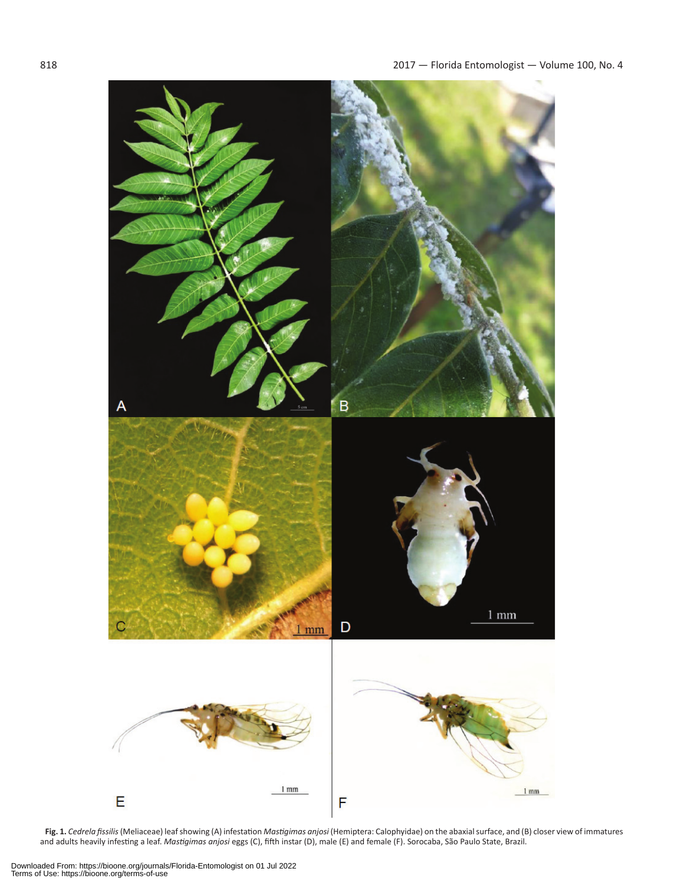**Fig. 1.** *Cedrela fissilis* (Meliaceae) leaf showing (A) infestation *Mastigimas anjosi* (Hemiptera: Calophyidae) on the abaxial surface, and (B) closer view of immatures and adults heavily infesting a leaf. *Mastigimas anjosi* eggs (C), fifth instar (D), male (E) and female (F). Sorocaba, São Paulo State, Brazil.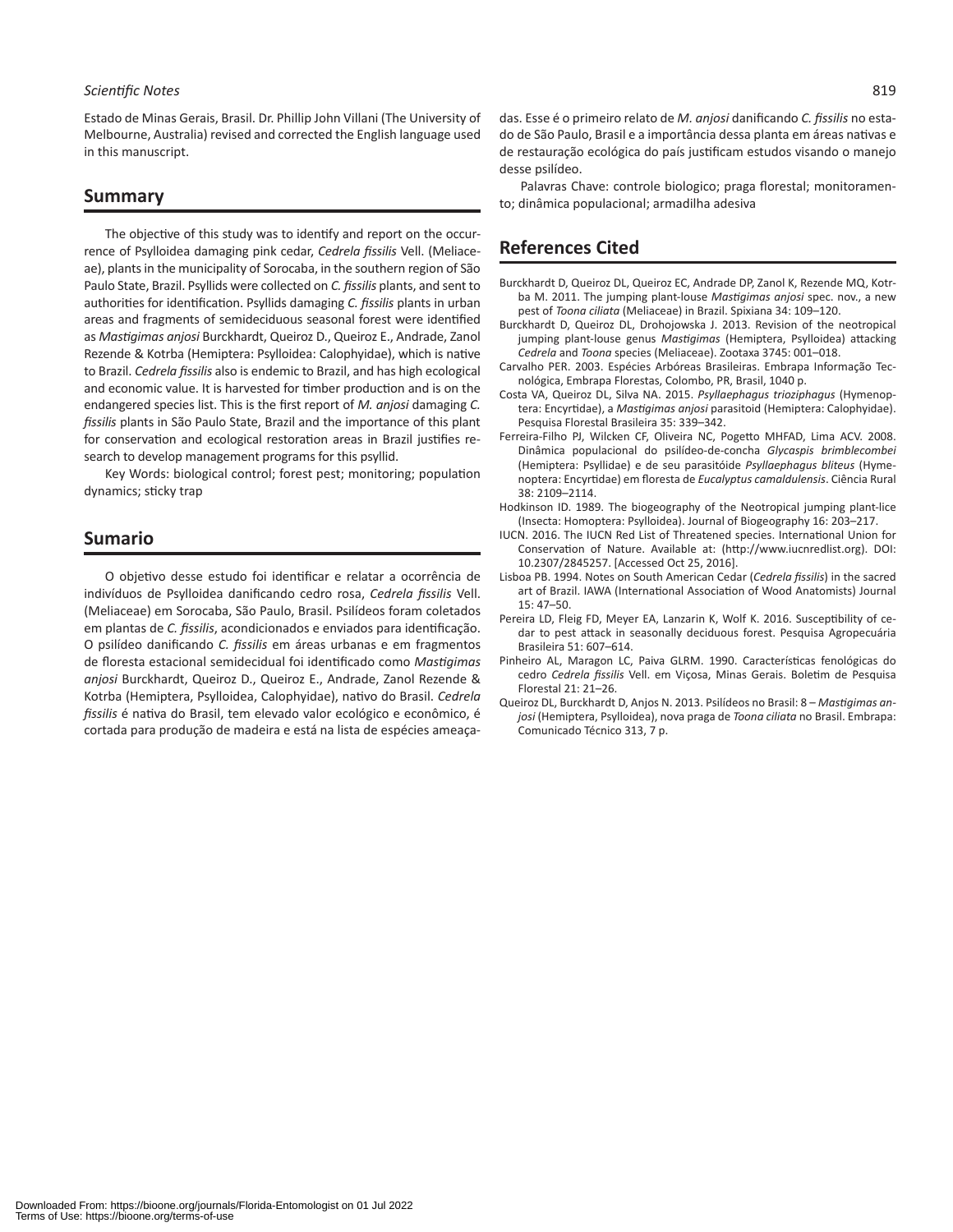Estado de Minas Gerais, Brasil. Dr. Phillip John Villani (The University of Melbourne, Australia) revised and corrected the English language used in this manuscript.

## Summary

The objective of this study was to identify and report on the occurrence of Psylloidea damaging pink cedar, *Cedrela fissilis* Vell. (Meliaceae), plants in the municipality of Sorocaba, in the southern region of São Paulo State, Brazil. Psyllids were collected on *C. fissilis* plants, and sent to authorities for identification. Psyllids damaging *C. fissilis* plants in urban areas and fragments of semideciduous seasonal forest were identified as *Mastigimas anjosi* Burckhardt, Queiroz D., Queiroz E., Andrade, Zanol Rezende & Kotrba (Hemiptera: Psylloidea: Calophyidae), which is native to Brazil. *Cedrela fissilis* also is endemic to Brazil, and has high ecological and economic value. It is harvested for timber production and is on the endangered species list. This is the first report of *M. anjosi* damaging *C. fissilis* plants in São Paulo State, Brazil and the importance of this plant for conservation and ecological restoration areas in Brazil justifies research to develop management programs for this psyllid.

Key Words: biological control; forest pest; monitoring; population dynamics; sticky trap

## Sumario

O objetivo desse estudo foi identificar e relatar a ocorrência de indivíduos de Psylloidea danificando cedro rosa, *Cedrela fissilis* Vell. (Meliaceae) em Sorocaba, São Paulo, Brasil. Psilídeos foram coletados em plantas de *C. fissilis*, acondicionados e enviados para identificação. O psilídeo danificando *C. fissilis* em áreas urbanas e em fragmentos de floresta estacional semidecidual foi identificado como *Mastigimas anjosi* Burckhardt, Queiroz D., Queiroz E., Andrade, Zanol Rezende & Kotrba (Hemiptera, Psylloidea, Calophyidae), nativo do Brasil. *Cedrela fissilis* é nativa do Brasil, tem elevado valor ecológico e econômico, é cortada para produção de madeira e está na lista de espécies ameaçadas. Esse é o primeiro relato de *M. anjosi* danificando *C. fissilis* no estado de São Paulo, Brasil e a importância dessa planta em áreas nativas e de restauração ecológica do país justificam estudos visando o manejo desse psilídeo.

Palavras Chave: controle biologico; praga florestal; monitoramento; dinâmica populacional; armadilha adesiva

## References Cited

Burckhardt D, Queiroz DL, Queiroz EC, Andrade DP, Zanol K, Rezende MQ, Kotrba M. 2011. The jumping plant-louse *Mastigimas anjosi* spec. nov., a new pest of *Toona ciliata* (Meliaceae) in Brazil. Spixiana 34: 109–120.

Burckhardt D, Queiroz DL, Drohojowska J. 2013. Revision of the neotropical jumping plant-louse genus *Mastigimas* (Hemiptera, Psylloidea) attacking *Cedrela* and *Toona* species (Meliaceae). Zootaxa 3745: 001–018.

Carvalho PER. 2003. Espécies Arbóreas Brasileiras. Embrapa Informação Tecnológica, Embrapa Florestas, Colombo, PR, Brasil, 1040 p.

Costa VA, Queiroz DL, Silva NA. 2015. *Psyllaephagus trioziphagus* (Hymenoptera: Encyrtidae), a *Mastigimas anjosi* parasitoid (Hemiptera: Calophyidae). Pesquisa Florestal Brasileira 35: 339–342.

Ferreira-Filho PJ, Wilcken CF, Oliveira NC, Pogetto MHFAD, Lima ACV. 2008. Dinâmica populacional do psilídeo-de-concha *Glycaspis brimblecombei* (Hemiptera: Psyllidae) e de seu parasitóide *Psyllaephagus bliteus* (Hymenoptera: Encyrtidae) em floresta de *Eucalyptus camaldulensis*. Ciência Rural 38: 2109–2114.

Hodkinson ID. 1989. The biogeography of the Neotropical jumping plant-lice (Insecta: Homoptera: Psylloidea). Journal of Biogeography 16: 203–217.

IUCN. 2016. The IUCN Red List of Threatened species. International Union for Conservation of Nature. Available at: (http://www.iucnredlist.org). DOI: 10.2307/2845257. [Accessed Oct 25, 2016].

Lisboa PB. 1994. Notes on South American Cedar (*Cedrela fissilis*) in the sacred art of Brazil. IAWA (International Association of Wood Anatomists) Journal 15: 47–50.

Pereira LD, Fleig FD, Meyer EA, Lanzarin K, Wolf K. 2016. Susceptibility of cedar to pest attack in seasonally deciduous forest. Pesquisa Agropecuária Brasileira 51: 607–614.

Pinheiro AL, Maragon LC, Paiva GLRM. 1990. Características fenológicas do cedro *Cedrela fissilis* Vell. em Viçosa, Minas Gerais. Boletim de Pesquisa Florestal 21: 21–26.

Queiroz DL, Burckhardt D, Anjos N. 2013. Psilídeos no Brasil: 8 – *Mastigimas anjosi* (Hemiptera, Psylloidea), nova praga de *Toona ciliata* no Brasil. Embrapa: Comunicado Técnico 313, 7 p.